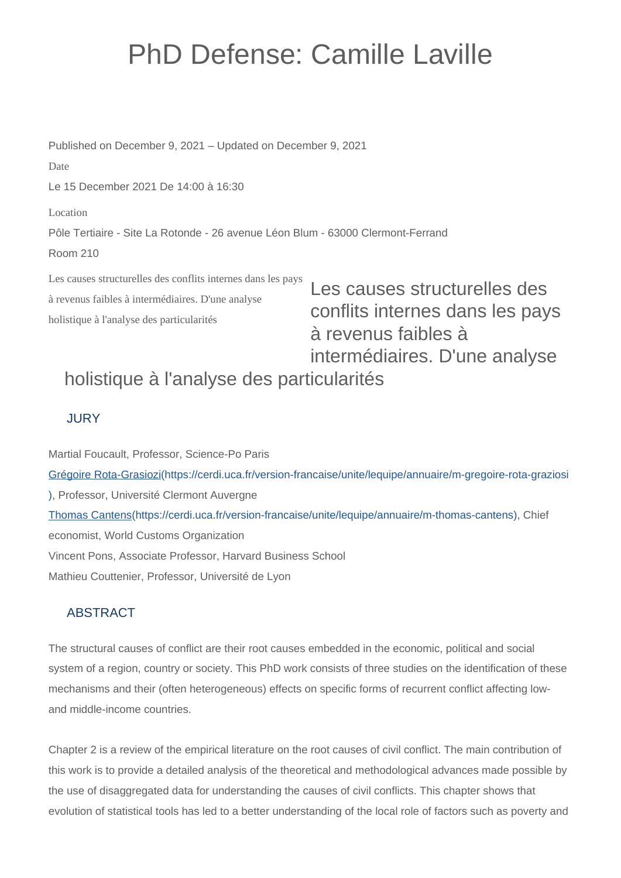# PhD Defense: Camille Laville

Published on December 9, 2021 – Updated on December 9, 2021

Date

Le 15 December 2021 De 14:00 à 16:30

Location

Pôle Tertiaire - Site La Rotonde - 26 avenue Léon Blum - 63000 Clermont-Ferrand

Room 210

Les causes structurelles des conflits internes dans les pays à revenus faibles à intermédiaires. D'une analyse holistique à l'analyse des particularités

## Les causes structurelles des conflits internes dans les pays à revenus faibles à intermédiaires. D'une analyse holistique à l'analyse des particularités

### JURY

Martial Foucault, Professor, Science-Po Paris

Grégoire Rota-Grasiozi(https://cerdi.uca.fr/version-francaise/unite/lequipe/annuaire/m-gregoire-rota-graziosi), Professor, Université Clermont Auvergne

Thomas Cantens(https://cerdi.uca.fr/version-francaise/unite/lequipe/annuaire/m-thomas-cantens), Chief economist, World Customs Organization

Vincent Pons, Associate Professor, Harvard Business School

Mathieu Couttenier, Professor, Université de Lyon

### ABSTRACT

The structural causes of conflict are their root causes embedded in the economic, political and social system of a region, country or society. This PhD work consists of three studies on the identification of these mechanisms and their (often heterogeneous) effects on specific forms of recurrent conflict affecting low- and middle-income countries.

Chapter 2 is a review of the empirical literature on the root causes of civil conflict. The main contribution of this work is to provide a detailed analysis of the theoretical and methodological advances made possible by the use of disaggregated data for understanding the causes of civil conflicts. This chapter shows that evolution of statistical tools has led to a better understanding of the local role of factors such as poverty and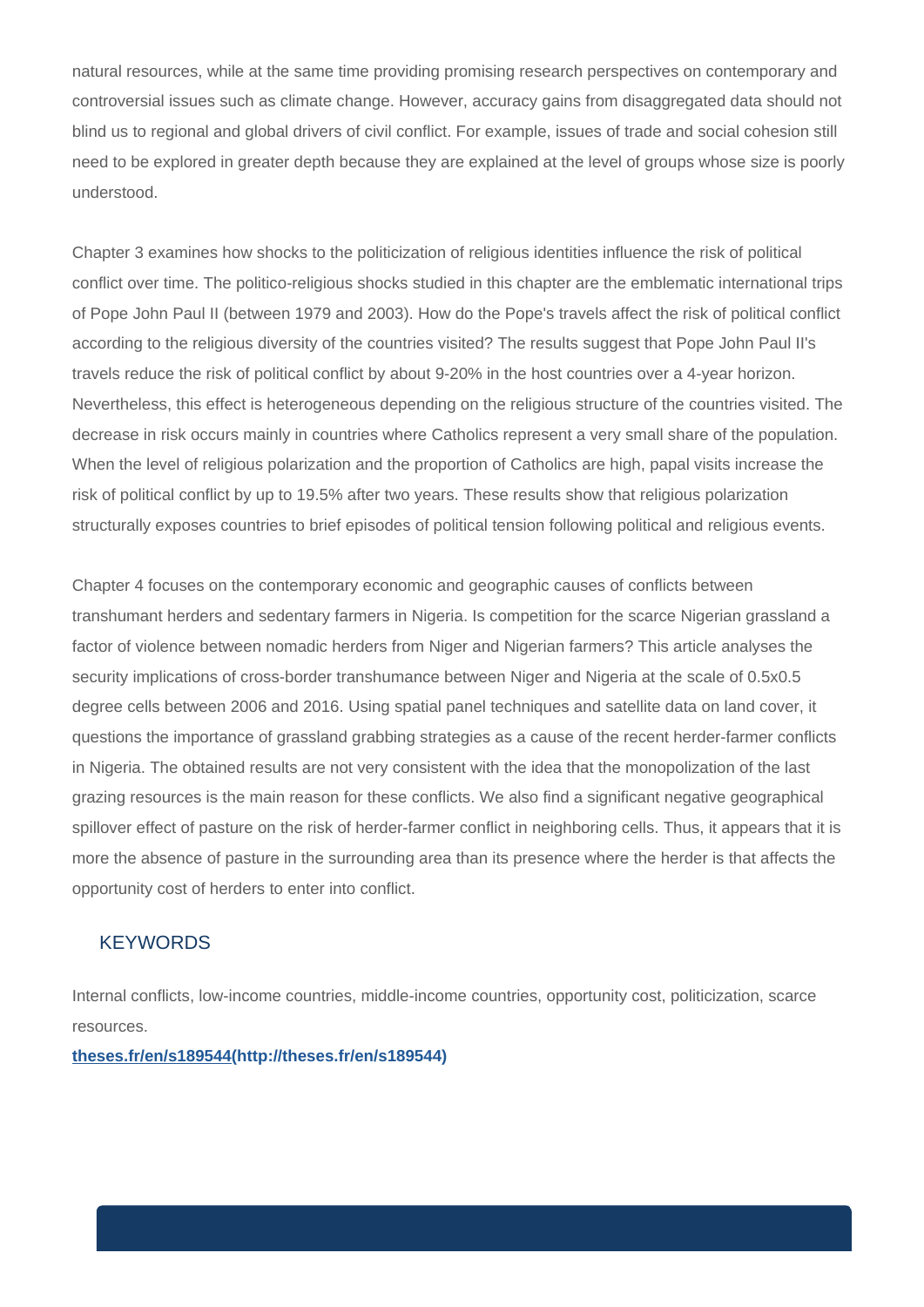natural resources, while at the same time providing promising research perspectives on contemporary and controversial issues such as climate change. However, accuracy gains from disaggregated data should not blind us to regional and global drivers of civil conflict. For example, issues of trade and social cohesion still need to be explored in greater depth because they are explained at the level of groups whose size is poorly understood.

Chapter 3 examines how shocks to the politicization of religious identities influence the risk of political conflict over time. The politico-religious shocks studied in this chapter are the emblematic international trips of Pope John Paul II (between 1979 and 2003). How do the Pope's travels affect the risk of political conflict according to the religious diversity of the countries visited? The results suggest that Pope John Paul II's travels reduce the risk of political conflict by about 9-20% in the host countries over a 4-year horizon. Nevertheless, this effect is heterogeneous depending on the religious structure of the countries visited. The decrease in risk occurs mainly in countries where Catholics represent a very small share of the population. When the level of religious polarization and the proportion of Catholics are high, papal visits increase the risk of political conflict by up to 19.5% after two years. These results show that religious polarization structurally exposes countries to brief episodes of political tension following political and religious events.

Chapter 4 focuses on the contemporary economic and geographic causes of conflicts between transhumant herders and sedentary farmers in Nigeria. Is competition for the scarce Nigerian grassland a factor of violence between nomadic herders from Niger and Nigerian farmers? This article analyses the security implications of cross-border transhumance between Niger and Nigeria at the scale of 0.5x0.5 degree cells between 2006 and 2016. Using spatial panel techniques and satellite data on land cover, it questions the importance of grassland grabbing strategies as a cause of the recent herder-farmer conflicts in Nigeria. The obtained results are not very consistent with the idea that the monopolization of the last grazing resources is the main reason for these conflicts. We also find a significant negative geographical spillover effect of pasture on the risk of herder-farmer conflict in neighboring cells. Thus, it appears that it is more the absence of pasture in the surrounding area than its presence where the herder is that affects the opportunity cost of herders to enter into conflict.

## KEYWORDS

Internal conflicts, low-income countries, middle-income countries, opportunity cost, politicization, scarce resources.

**[theses.fr/en/s189544](http://theses.fr/en/s189544)(http://theses.fr/en/s189544)**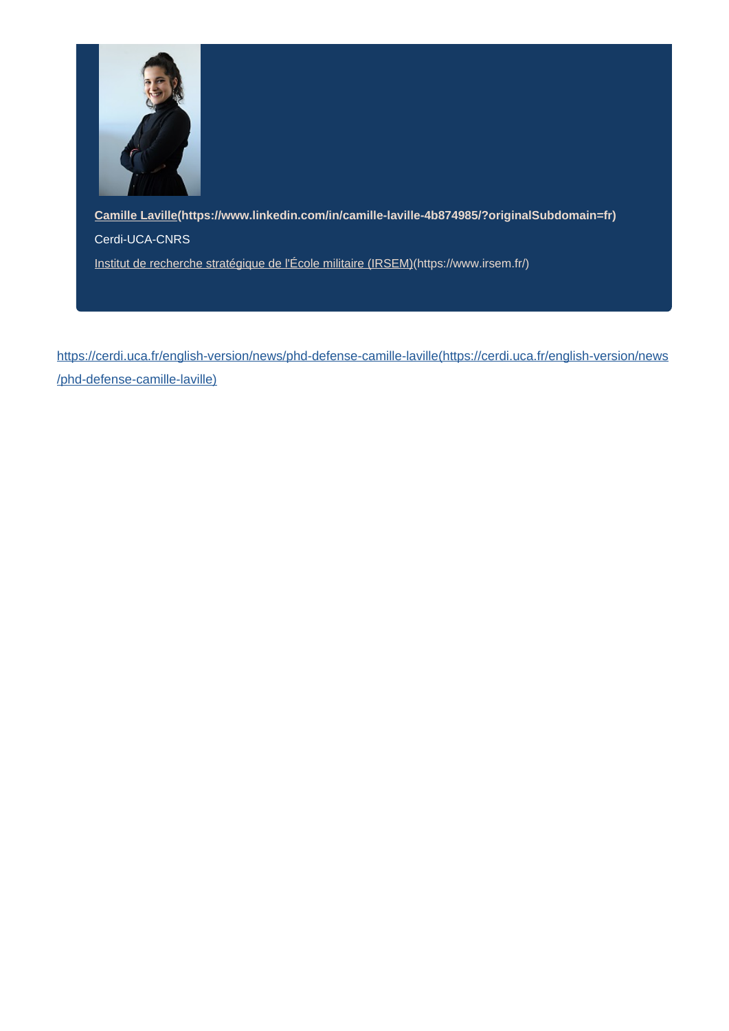**[Camille Laville](https://www.linkedin.com/in/camille-laville-4b874985/?originalSubdomain=fr)(https://www.linkedin.com/in/camille-laville-4b874985/?originalSubdomain=fr)**

Cerdi-UCA-CNRS

[Institut de recherche stratégique de l'École militaire (IRSEM)](https://www.irsem.fr/)(https://www.irsem.fr/)

[https://cerdi.uca.fr/english-version/news/phd-defense-camille-laville(https://cerdi.uca.fr/english-version/news/phd-defense-camille-laville)](https://cerdi.uca.fr/english-version/news/phd-defense-camille-laville)